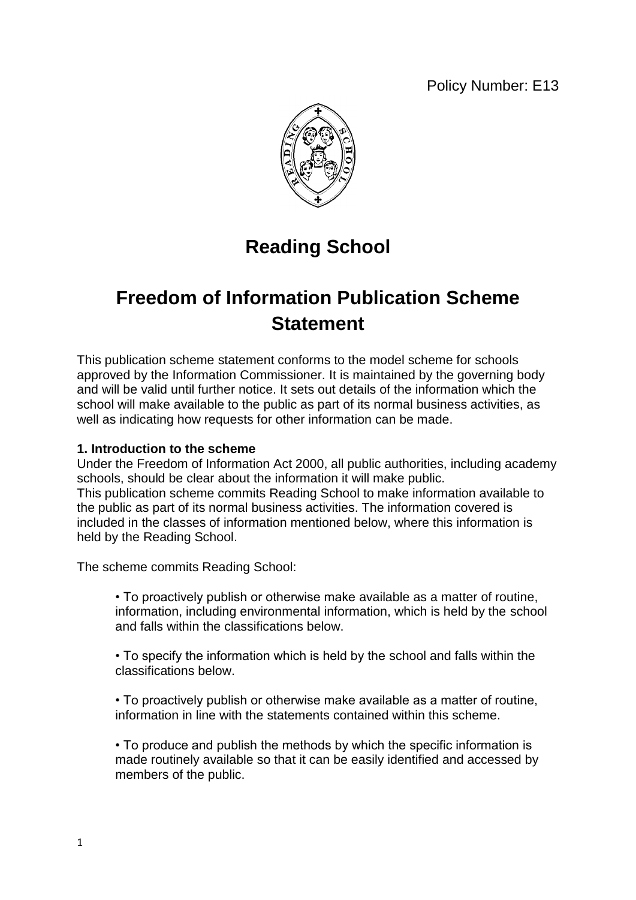Policy Number: E13

# Reading School

# Freedom of Information Publication Scheme Statement

This publication scheme statement conforms to the model scheme for schools approved by the Information Commissioner. It is maintained by the governing body and will be valid until further notice. It sets out details of the information which the school will make available to the public as part of its normal business activities, as well as indicating how requests for other information can be made.

**1. Introduction to the scheme**

Under the Freedom of Information Act 2000, all public authorities, including academy schools, should be clear about the information it will make public.
This publication scheme commits Reading School to make information available to the public as part of its normal business activities. The information covered is included in the classes of information mentioned below, where this information is held by the Reading School.

The scheme commits Reading School:

- To proactively publish or otherwise make available as a matter of routine, information, including environmental information, which is held by the school and falls within the classifications below.

- To specify the information which is held by the school and falls within the classifications below.

- To proactively publish or otherwise make available as a matter of routine, information in line with the statements contained within this scheme.

- To produce and publish the methods by which the specific information is made routinely available so that it can be easily identified and accessed by members of the public.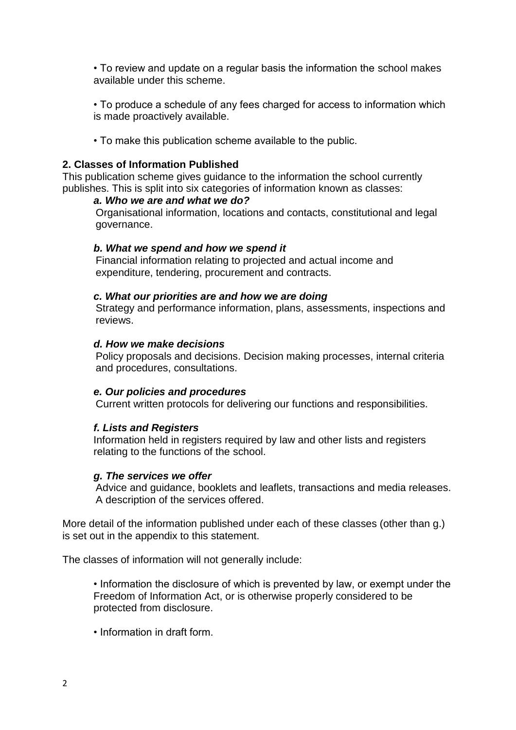- To review and update on a regular basis the information the school makes available under this scheme.

- To produce a schedule of any fees charged for access to information which is made proactively available.

- To make this publication scheme available to the public.

## 2. Classes of Information Published

This publication scheme gives guidance to the information the school currently publishes. This is split into six categories of information known as classes:

***a. Who we are and what we do?***
Organisational information, locations and contacts, constitutional and legal governance.

***b. What we spend and how we spend it***
Financial information relating to projected and actual income and expenditure, tendering, procurement and contracts.

***c. What our priorities are and how we are doing***
Strategy and performance information, plans, assessments, inspections and reviews.

***d. How we make decisions***
Policy proposals and decisions. Decision making processes, internal criteria and procedures, consultations.

***e. Our policies and procedures***
Current written protocols for delivering our functions and responsibilities.

***f. Lists and Registers***
Information held in registers required by law and other lists and registers relating to the functions of the school.

***g. The services we offer***
Advice and guidance, booklets and leaflets, transactions and media releases. A description of the services offered.

More detail of the information published under each of these classes (other than g.) is set out in the appendix to this statement.

The classes of information will not generally include:

- Information the disclosure of which is prevented by law, or exempt under the Freedom of Information Act, or is otherwise properly considered to be protected from disclosure.

- Information in draft form.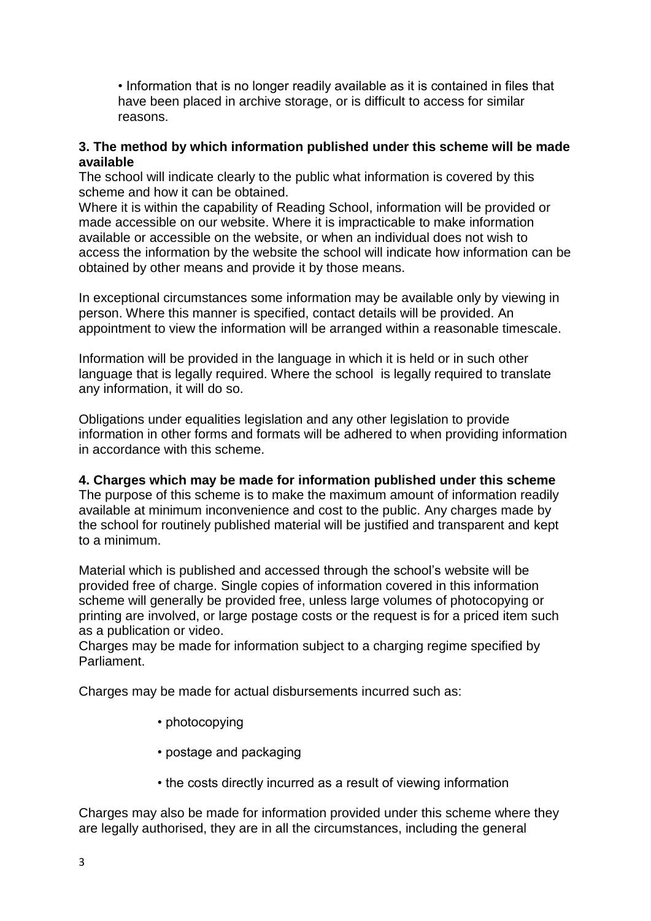- Information that is no longer readily available as it is contained in files that have been placed in archive storage, or is difficult to access for similar reasons.

**3. The method by which information published under this scheme will be made available**

The school will indicate clearly to the public what information is covered by this scheme and how it can be obtained.

Where it is within the capability of Reading School, information will be provided or made accessible on our website. Where it is impracticable to make information available or accessible on the website, or when an individual does not wish to access the information by the website the school will indicate how information can be obtained by other means and provide it by those means.

In exceptional circumstances some information may be available only by viewing in person. Where this manner is specified, contact details will be provided. An appointment to view the information will be arranged within a reasonable timescale.

Information will be provided in the language in which it is held or in such other language that is legally required. Where the school is legally required to translate any information, it will do so.

Obligations under equalities legislation and any other legislation to provide information in other forms and formats will be adhered to when providing information in accordance with this scheme.

**4. Charges which may be made for information published under this scheme**

The purpose of this scheme is to make the maximum amount of information readily available at minimum inconvenience and cost to the public. Any charges made by the school for routinely published material will be justified and transparent and kept to a minimum.

Material which is published and accessed through the school's website will be provided free of charge. Single copies of information covered in this information scheme will generally be provided free, unless large volumes of photocopying or printing are involved, or large postage costs or the request is for a priced item such as a publication or video.

Charges may be made for information subject to a charging regime specified by Parliament.

Charges may be made for actual disbursements incurred such as:

- photocopying
- postage and packaging
- the costs directly incurred as a result of viewing information

Charges may also be made for information provided under this scheme where they are legally authorised, they are in all the circumstances, including the general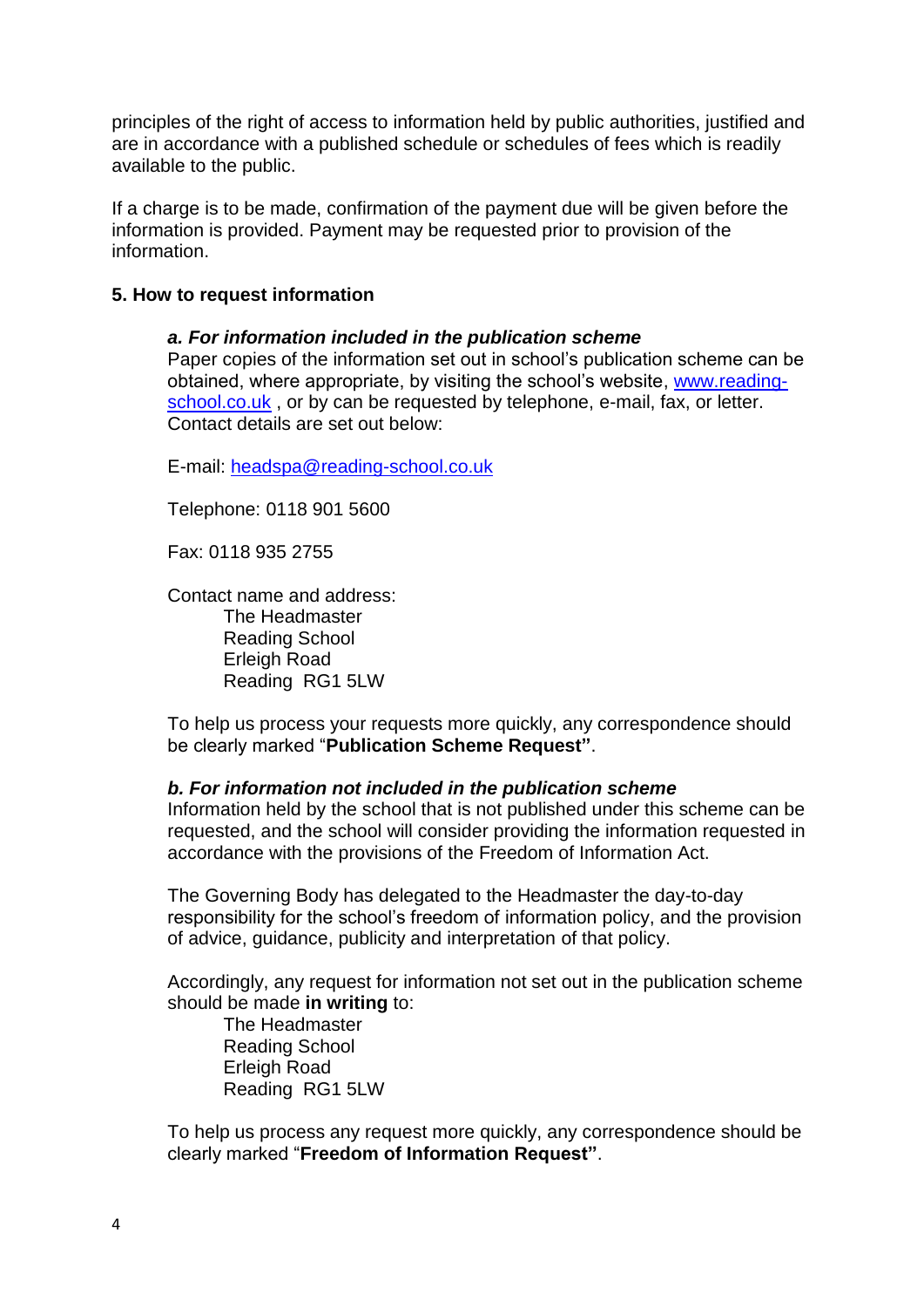principles of the right of access to information held by public authorities, justified and are in accordance with a published schedule or schedules of fees which is readily available to the public.

If a charge is to be made, confirmation of the payment due will be given before the information is provided. Payment may be requested prior to provision of the information.

## 5. How to request information

### *a. For information included in the publication scheme*

Paper copies of the information set out in school's publication scheme can be obtained, where appropriate, by visiting the school's website, [www.reading-school.co.uk](http://www.reading-school.co.uk) , or by can be requested by telephone, e-mail, fax, or letter. Contact details are set out below:

E-mail: [headspa@reading-school.co.uk](mailto:headspa@reading-school.co.uk)

Telephone: 0118 901 5600

Fax: 0118 935 2755

Contact name and address:
The Headmaster
Reading School
Erleigh Road
Reading RG1 5LW

To help us process your requests more quickly, any correspondence should be clearly marked "**Publication Scheme Request"**.

### *b. For information not included in the publication scheme*

Information held by the school that is not published under this scheme can be requested, and the school will consider providing the information requested in accordance with the provisions of the Freedom of Information Act.

The Governing Body has delegated to the Headmaster the day-to-day responsibility for the school's freedom of information policy, and the provision of advice, guidance, publicity and interpretation of that policy.

Accordingly, any request for information not set out in the publication scheme should be made **in writing** to:
The Headmaster
Reading School
Erleigh Road
Reading RG1 5LW

To help us process any request more quickly, any correspondence should be clearly marked "**Freedom of Information Request"**.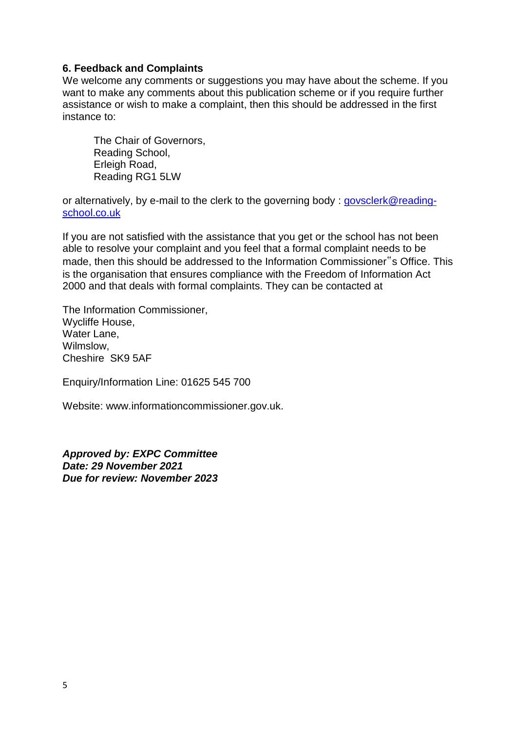## 6. Feedback and Complaints

We welcome any comments or suggestions you may have about the scheme. If you want to make any comments about this publication scheme or if you require further assistance or wish to make a complaint, then this should be addressed in the first instance to:

> The Chair of Governors,
> Reading School,
> Erleigh Road,
> Reading RG1 5LW

or alternatively, by e-mail to the clerk to the governing body : govsclerk@reading-school.co.uk

If you are not satisfied with the assistance that you get or the school has not been able to resolve your complaint and you feel that a formal complaint needs to be made, then this should be addressed to the Information Commissioner�txts Office. This is the organisation that ensures compliance with the Freedom of Information Act 2000 and that deals with formal complaints. They can be contacted at

The Information Commissioner,
Wycliffe House,
Water Lane,
Wilmslow,
Cheshire SK9 5AF

Enquiry/Information Line: 01625 545 700

Website: www.informationcommissioner.gov.uk.

***Approved by: EXPC Committee***
***Date: 29 November 2021***
***Due for review: November 2023***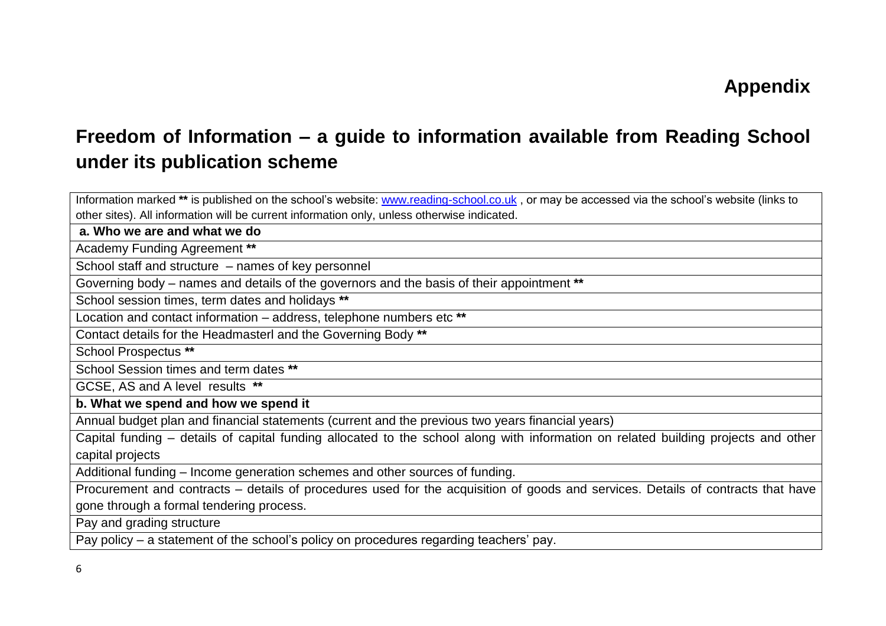# Appendix

## Freedom of Information – a guide to information available from Reading School under its publication scheme

| Information marked ** is published on the school's website: [www.reading-school.co.uk](http://www.reading-school.co.uk) , or may be accessed via the school's website (links to other sites). All information will be current information only, unless otherwise indicated. |
|---|
| **a. Who we are and what we do** |
| Academy Funding Agreement ** |
| School staff and structure – names of key personnel |
| Governing body – names and details of the governors and the basis of their appointment ** |
| School session times, term dates and holidays ** |
| Location and contact information – address, telephone numbers etc ** |
| Contact details for the Headmasterl and the Governing Body ** |
| School Prospectus ** |
| School Session times and term dates ** |
| GCSE, AS and A level results ** |
| **b. What we spend and how we spend it** |
| Annual budget plan and financial statements (current and the previous two years financial years) |
| Capital funding – details of capital funding allocated to the school along with information on related building projects and other capital projects |
| Additional funding – Income generation schemes and other sources of funding. |
| Procurement and contracts – details of procedures used for the acquisition of goods and services. Details of contracts that have gone through a formal tendering process. |
| Pay and grading structure |
| Pay policy – a statement of the school's policy on procedures regarding teachers' pay. |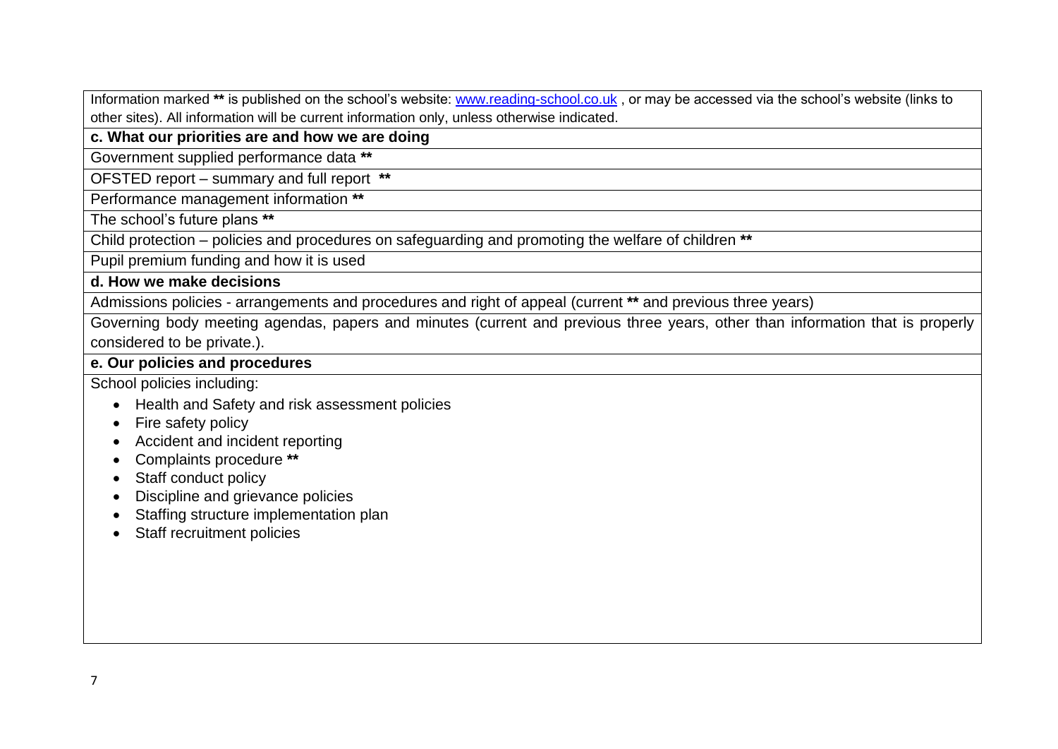Information marked ** is published on the school's website: [www.reading-school.co.uk](http://www.reading-school.co.uk) , or may be accessed via the school's website (links to other sites). All information will be current information only, unless otherwise indicated.

**c. What our priorities are and how we are doing**

Government supplied performance data **

OFSTED report – summary and full report **

Performance management information **

The school's future plans **

Child protection – policies and procedures on safeguarding and promoting the welfare of children **

Pupil premium funding and how it is used

**d. How we make decisions**

Admissions policies - arrangements and procedures and right of appeal (current ** and previous three years)

Governing body meeting agendas, papers and minutes (current and previous three years, other than information that is properly considered to be private.).

**e. Our policies and procedures**

School policies including:

- Health and Safety and risk assessment policies
- Fire safety policy
- Accident and incident reporting
- Complaints procedure **
- Staff conduct policy
- Discipline and grievance policies
- Staffing structure implementation plan
- Staff recruitment policies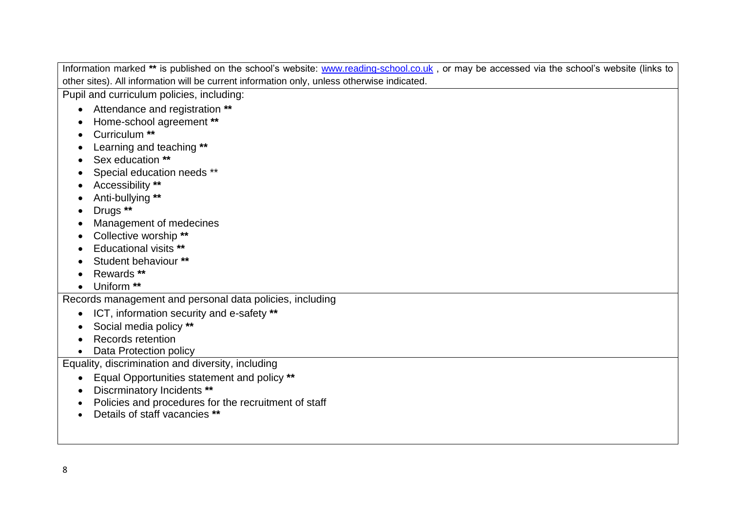Information marked ** is published on the school's website: www.reading-school.co.uk , or may be accessed via the school's website (links to other sites). All information will be current information only, unless otherwise indicated.

Pupil and curriculum policies, including:

- Attendance and registration **
- Home-school agreement **
- Curriculum **
- Learning and teaching **
- Sex education **
- Special education needs **
- Accessibility **
- Anti-bullying **
- Drugs **
- Management of medecines
- Collective worship **
- Educational visits **
- Student behaviour **
- Rewards **
- Uniform **

Records management and personal data policies, including

- ICT, information security and e-safety **
- Social media policy **
- Records retention
- Data Protection policy

Equality, discrimination and diversity, including

- Equal Opportunities statement and policy **
- Discrminatory Incidents **
- Policies and procedures for the recruitment of staff
- Details of staff vacancies **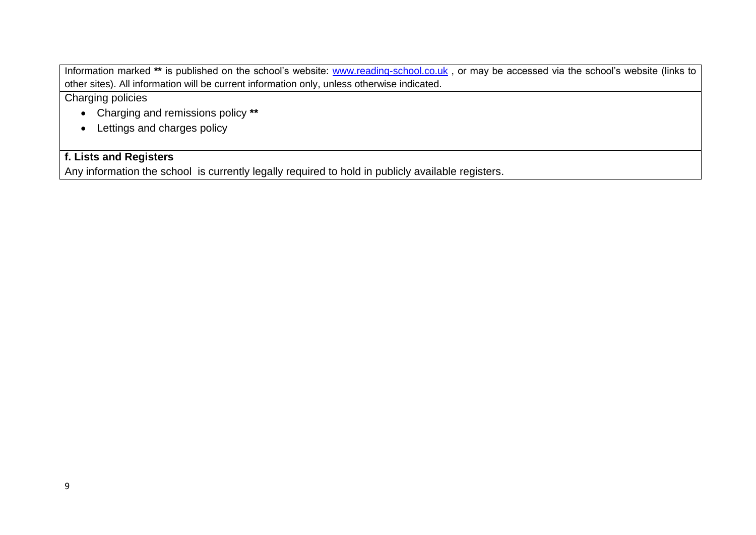Information marked ** is published on the school's website: [www.reading-school.co.uk](http://www.reading-school.co.uk) , or may be accessed via the school's website (links to other sites). All information will be current information only, unless otherwise indicated.

Charging policies

- Charging and remissions policy **
- Lettings and charges policy

**f. Lists and Registers**

Any information the school is currently legally required to hold in publicly available registers.